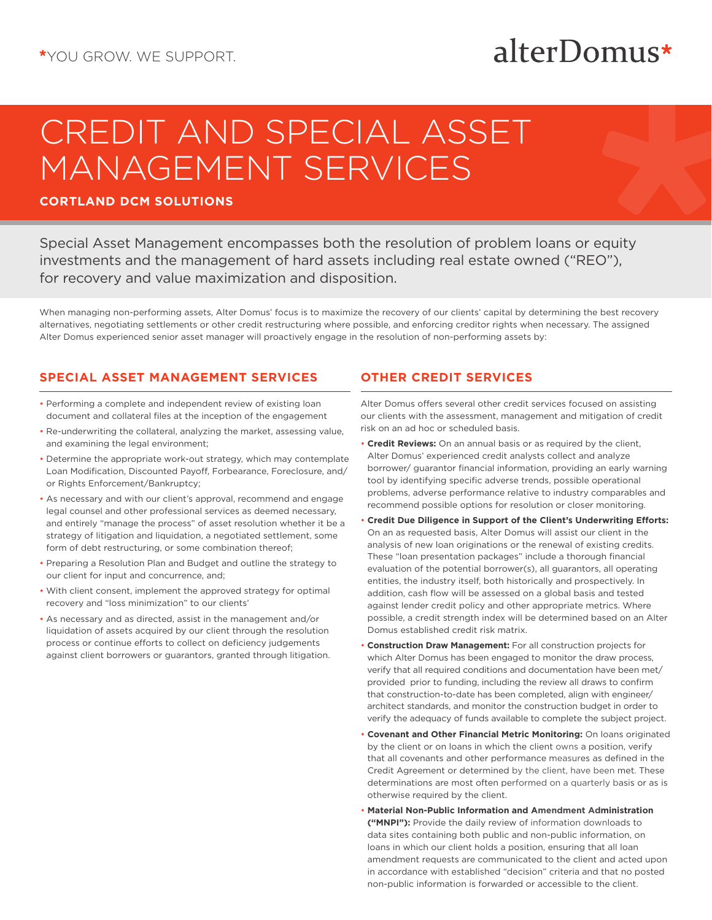*YOU GROW. WE SUPPORT.

alterDomus*

# CREDIT AND SPECIAL ASSET MANAGEMENT SERVICES

**CORTLAND DCM SOLUTIONS**

Special Asset Management encompasses both the resolution of problem loans or equity investments and the management of hard assets including real estate owned ("REO"), for recovery and value maximization and disposition.

When managing non-performing assets, Alter Domus' focus is to maximize the recovery of our clients' capital by determining the best recovery alternatives, negotiating settlements or other credit restructuring where possible, and enforcing creditor rights when necessary. The assigned Alter Domus experienced senior asset manager will proactively engage in the resolution of non-performing assets by:

## SPECIAL ASSET MANAGEMENT SERVICES

- Performing a complete and independent review of existing loan document and collateral files at the inception of the engagement
- Re-underwriting the collateral, analyzing the market, assessing value, and examining the legal environment;
- Determine the appropriate work-out strategy, which may contemplate Loan Modification, Discounted Payoff, Forbearance, Foreclosure, and/or Rights Enforcement/Bankruptcy;
- As necessary and with our client's approval, recommend and engage legal counsel and other professional services as deemed necessary, and entirely "manage the process" of asset resolution whether it be a strategy of litigation and liquidation, a negotiated settlement, some form of debt restructuring, or some combination thereof;
- Preparing a Resolution Plan and Budget and outline the strategy to our client for input and concurrence, and;
- With client consent, implement the approved strategy for optimal recovery and "loss minimization" to our clients'
- As necessary and as directed, assist in the management and/or liquidation of assets acquired by our client through the resolution process or continue efforts to collect on deficiency judgements against client borrowers or guarantors, granted through litigation.

## OTHER CREDIT SERVICES

Alter Domus offers several other credit services focused on assisting our clients with the assessment, management and mitigation of credit risk on an ad hoc or scheduled basis.

- **Credit Reviews:** On an annual basis or as required by the client, Alter Domus' experienced credit analysts collect and analyze borrower/ guarantor financial information, providing an early warning tool by identifying specific adverse trends, possible operational problems, adverse performance relative to industry comparables and recommend possible options for resolution or closer monitoring.
- **Credit Due Diligence in Support of the Client's Underwriting Efforts:** On an as requested basis, Alter Domus will assist our client in the analysis of new loan originations or the renewal of existing credits. These "loan presentation packages" include a thorough financial evaluation of the potential borrower(s), all guarantors, all operating entities, the industry itself, both historically and prospectively. In addition, cash flow will be assessed on a global basis and tested against lender credit policy and other appropriate metrics. Where possible, a credit strength index will be determined based on an Alter Domus established credit risk matrix.
- **Construction Draw Management:** For all construction projects for which Alter Domus has been engaged to monitor the draw process, verify that all required conditions and documentation have been met/ provided prior to funding, including the review all draws to confirm that construction-to-date has been completed, align with engineer/ architect standards, and monitor the construction budget in order to verify the adequacy of funds available to complete the subject project.
- **Covenant and Other Financial Metric Monitoring:** On loans originated by the client or on loans in which the client owns a position, verify that all covenants and other performance measures as defined in the Credit Agreement or determined by the client, have been met. These determinations are most often performed on a quarterly basis or as is otherwise required by the client.
- **Material Non-Public Information and Amendment Administration ("MNPI"):** Provide the daily review of information downloads to data sites containing both public and non-public information, on loans in which our client holds a position, ensuring that all loan amendment requests are communicated to the client and acted upon in accordance with established "decision" criteria and that no posted non-public information is forwarded or accessible to the client.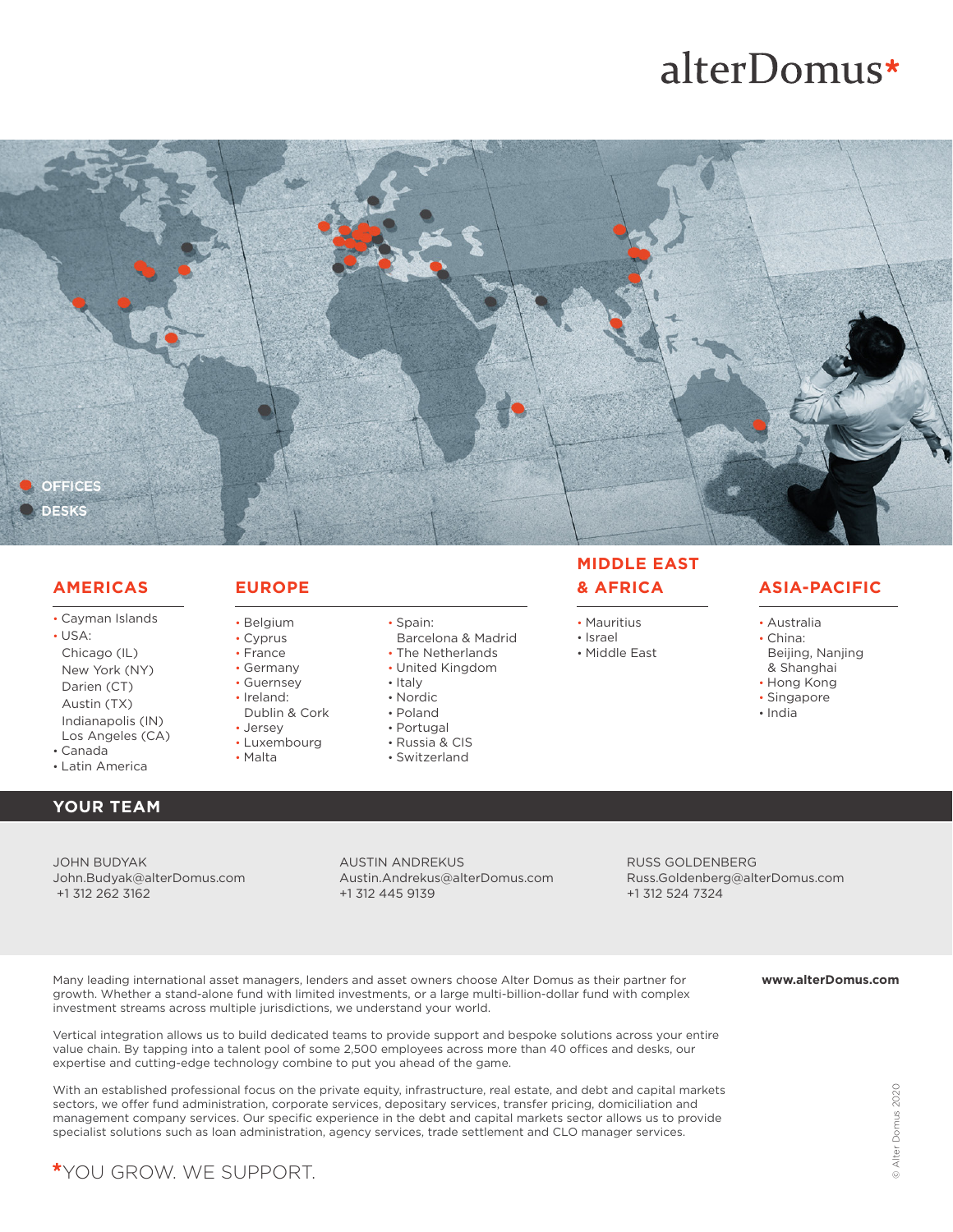alterDomus*

OFFICES

DESKS

## AMERICAS

- Cayman Islands
- USA:
  Chicago (IL)
  New York (NY)
  Darien (CT)
  Austin (TX)
  Indianapolis (IN)
  Los Angeles (CA)
- Canada
- Latin America

## EUROPE

- Belgium
- Cyprus
- France
- Germany
- Guernsey
- Ireland:
  Dublin & Cork
- Jersey
- Luxembourg
- Malta
- Spain:
  Barcelona & Madrid
- The Netherlands
- United Kingdom
- Italy
- Nordic
- Poland
- Portugal
- Russia & CIS
- Switzerland

## MIDDLE EAST & AFRICA

- Mauritius
- Israel
- Middle East

## ASIA-PACIFIC

- Australia
- China:
  Beijing, Nanjing
  & Shanghai
- Hong Kong
- Singapore
- India

## YOUR TEAM

JOHN BUDYAK
John.Budyak@alterDomus.com
+1 312 262 3162

AUSTIN ANDREKUS
Austin.Andrekus@alterDomus.com
+1 312 445 9139

RUSS GOLDENBERG
Russ.Goldenberg@alterDomus.com
+1 312 524 7324

Many leading international asset managers, lenders and asset owners choose Alter Domus as their partner for growth. Whether a stand-alone fund with limited investments, or a large multi-billion-dollar fund with complex investment streams across multiple jurisdictions, we understand your world.

Vertical integration allows us to build dedicated teams to provide support and bespoke solutions across your entire value chain. By tapping into a talent pool of some 2,500 employees across more than 40 offices and desks, our expertise and cutting-edge technology combine to put you ahead of the game.

With an established professional focus on the private equity, infrastructure, real estate, and debt and capital markets sectors, we offer fund administration, corporate services, depositary services, transfer pricing, domiciliation and management company services. Our specific experience in the debt and capital markets sector allows us to provide specialist solutions such as loan administration, agency services, trade settlement and CLO manager services.

**www.alterDomus.com**

*YOU GROW. WE SUPPORT.

© Alter Domus 2020